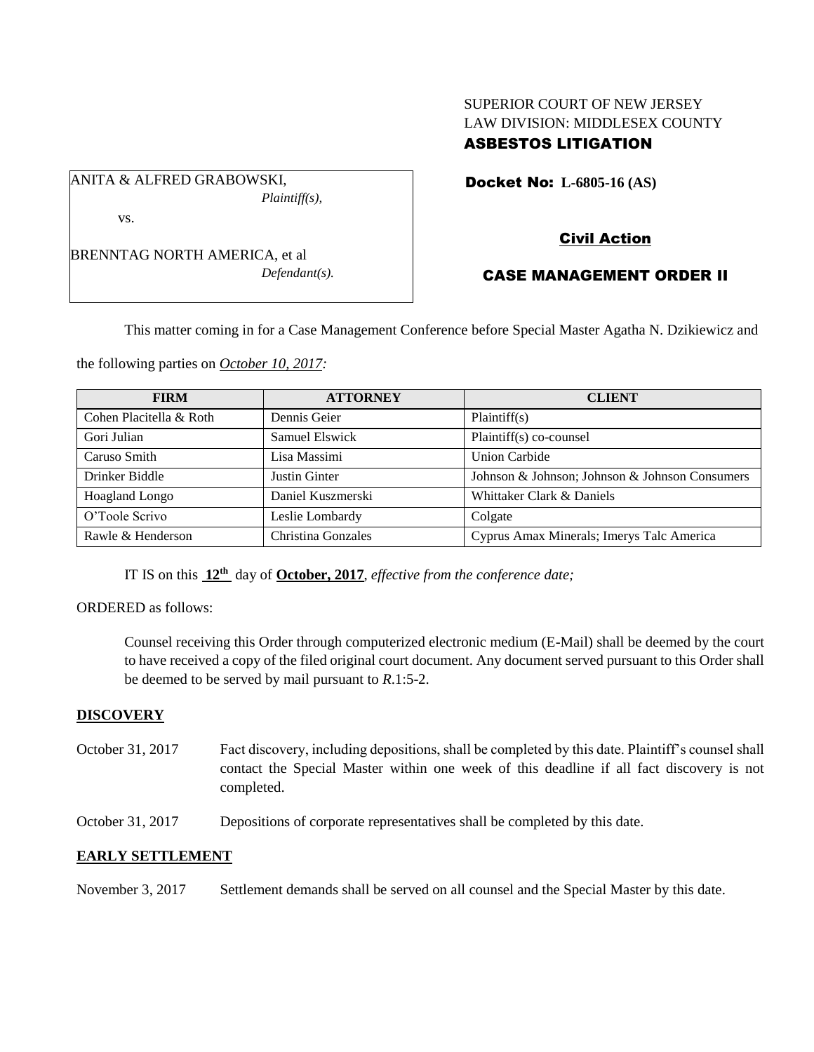SUPERIOR COURT OF NEW JERSEY
LAW DIVISION: MIDDLESEX COUNTY
**ASBESTOS LITIGATION**

ANITA & ALFRED GRABOWSKI,
*Plaintiff(s),*

vs.

BRENNTAG NORTH AMERICA, et al
*Defendant(s).*

**Docket No: L-6805-16 (AS)**

**Civil Action**

**CASE MANAGEMENT ORDER II**

This matter coming in for a Case Management Conference before Special Master Agatha N. Dzikiewicz and the following parties on *October 10, 2017:*

| FIRM | ATTORNEY | CLIENT |
|---|---|---|
| Cohen Placitella & Roth | Dennis Geier | Plaintiff(s) |
| Gori Julian | Samuel Elswick | Plaintiff(s) co-counsel |
| Caruso Smith | Lisa Massimi | Union Carbide |
| Drinker Biddle | Justin Ginter | Johnson & Johnson; Johnson & Johnson Consumers |
| Hoagland Longo | Daniel Kuszmerski | Whittaker Clark & Daniels |
| O'Toole Scrivo | Leslie Lombardy | Colgate |
| Rawle & Henderson | Christina Gonzales | Cyprus Amax Minerals; Imerys Talc America |

IT IS on this **12th** day of **October, 2017**, *effective from the conference date;*

ORDERED as follows:

Counsel receiving this Order through computerized electronic medium (E-Mail) shall be deemed by the court to have received a copy of the filed original court document. Any document served pursuant to this Order shall be deemed to be served by mail pursuant to *R*.1:5-2.

**DISCOVERY**

October 31, 2017 — Fact discovery, including depositions, shall be completed by this date. Plaintiff's counsel shall contact the Special Master within one week of this deadline if all fact discovery is not completed.

October 31, 2017 — Depositions of corporate representatives shall be completed by this date.

**EARLY SETTLEMENT**

November 3, 2017 — Settlement demands shall be served on all counsel and the Special Master by this date.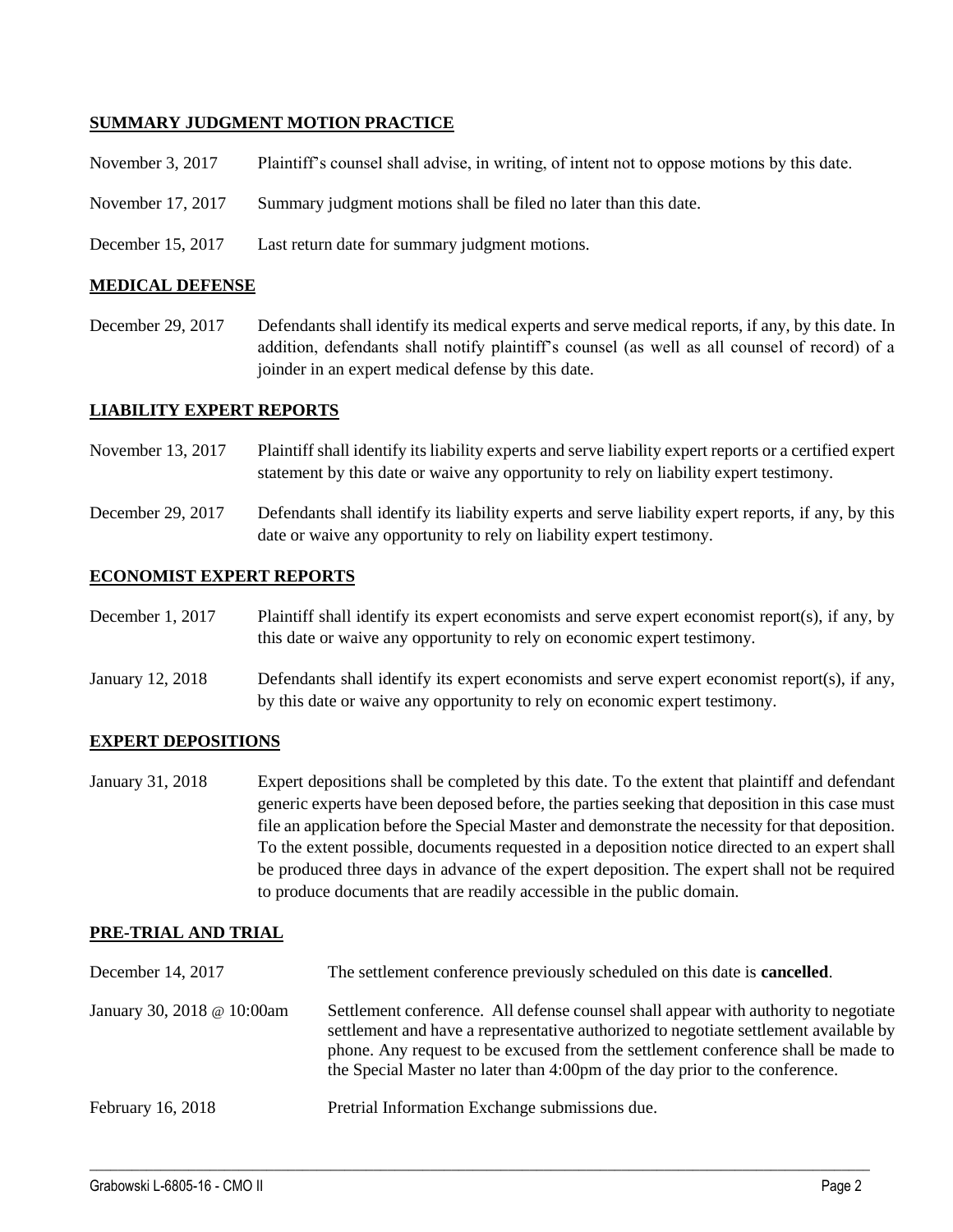## SUMMARY JUDGMENT MOTION PRACTICE

| | |
|---|---|
| November 3, 2017 | Plaintiff's counsel shall advise, in writing, of intent not to oppose motions by this date. |
| November 17, 2017 | Summary judgment motions shall be filed no later than this date. |
| December 15, 2017 | Last return date for summary judgment motions. |

## MEDICAL DEFENSE

| | |
|---|---|
| December 29, 2017 | Defendants shall identify its medical experts and serve medical reports, if any, by this date. In addition, defendants shall notify plaintiff's counsel (as well as all counsel of record) of a joinder in an expert medical defense by this date. |

## LIABILITY EXPERT REPORTS

| | |
|---|---|
| November 13, 2017 | Plaintiff shall identify its liability experts and serve liability expert reports or a certified expert statement by this date or waive any opportunity to rely on liability expert testimony. |
| December 29, 2017 | Defendants shall identify its liability experts and serve liability expert reports, if any, by this date or waive any opportunity to rely on liability expert testimony. |

## ECONOMIST EXPERT REPORTS

| | |
|---|---|
| December 1, 2017 | Plaintiff shall identify its expert economists and serve expert economist report(s), if any, by this date or waive any opportunity to rely on economic expert testimony. |
| January 12, 2018 | Defendants shall identify its expert economists and serve expert economist report(s), if any, by this date or waive any opportunity to rely on economic expert testimony. |

## EXPERT DEPOSITIONS

| | |
|---|---|
| January 31, 2018 | Expert depositions shall be completed by this date. To the extent that plaintiff and defendant generic experts have been deposed before, the parties seeking that deposition in this case must file an application before the Special Master and demonstrate the necessity for that deposition. To the extent possible, documents requested in a deposition notice directed to an expert shall be produced three days in advance of the expert deposition. The expert shall not be required to produce documents that are readily accessible in the public domain. |

## PRE-TRIAL AND TRIAL

| | |
|---|---|
| December 14, 2017 | The settlement conference previously scheduled on this date is **cancelled**. |
| January 30, 2018 @ 10:00am | Settlement conference. All defense counsel shall appear with authority to negotiate settlement and have a representative authorized to negotiate settlement available by phone. Any request to be excused from the settlement conference shall be made to the Special Master no later than 4:00pm of the day prior to the conference. |
| February 16, 2018 | Pretrial Information Exchange submissions due. |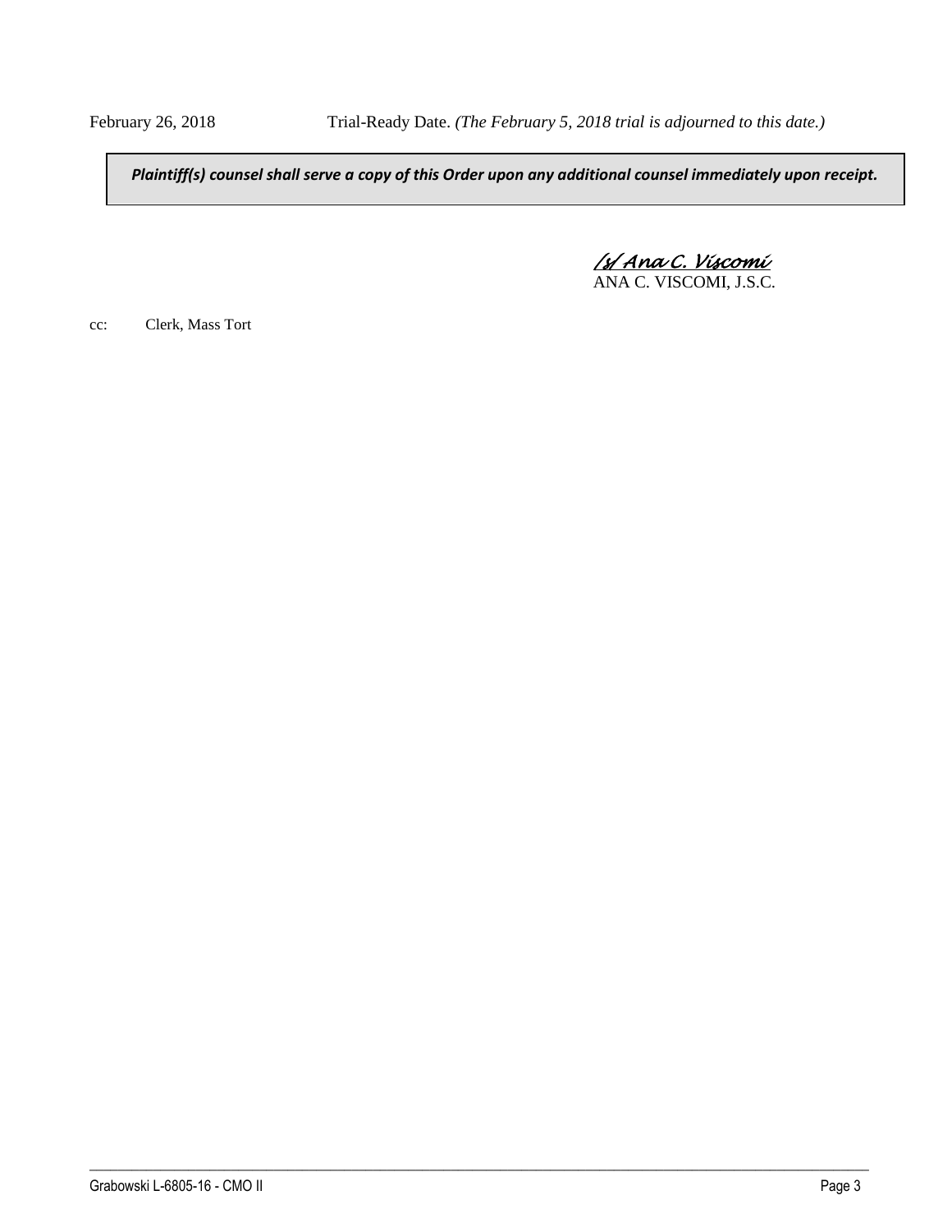| | |
|---|---|
| February 26, 2018 | Trial-Ready Date. *(The February 5, 2018 trial is adjourned to this date.)* |

***Plaintiff(s) counsel shall serve a copy of this Order upon any additional counsel immediately upon receipt.***

*/s/ Ana C. Viscomi*
ANA C. VISCOMI, J.S.C.

cc: Clerk, Mass Tort